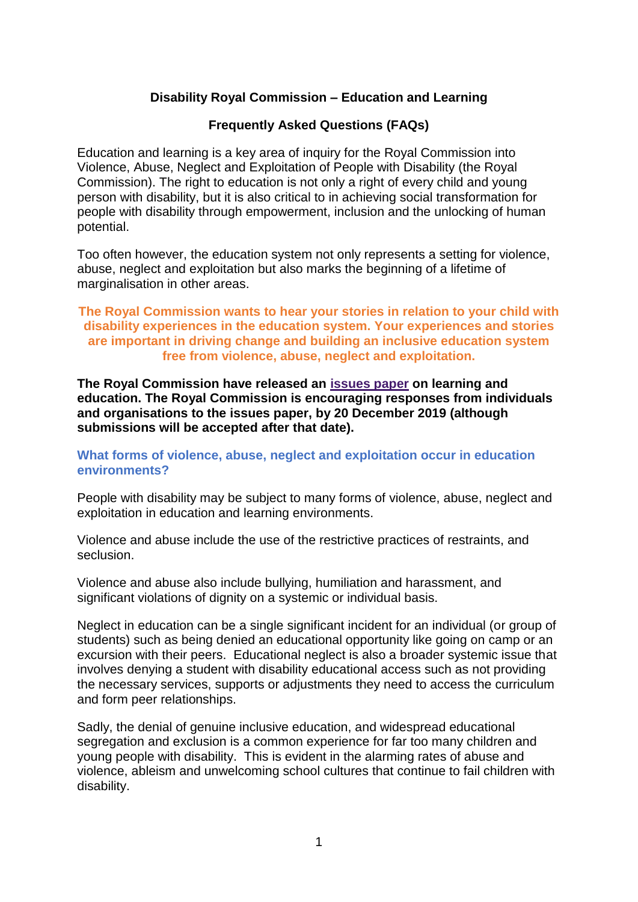# Disability Royal Commission – Education and Learning

## Frequently Asked Questions (FAQs)

Education and learning is a key area of inquiry for the Royal Commission into Violence, Abuse, Neglect and Exploitation of People with Disability (the Royal Commission). The right to education is not only a right of every child and young person with disability, but it is also critical to in achieving social transformation for people with disability through empowerment, inclusion and the unlocking of human potential.

Too often however, the education system not only represents a setting for violence, abuse, neglect and exploitation but also marks the beginning of a lifetime of marginalisation in other areas.

**The Royal Commission wants to hear your stories in relation to your child with disability experiences in the education system. Your experiences and stories are important in driving change and building an inclusive education system free from violence, abuse, neglect and exploitation.**

**The Royal Commission have released an issues paper on learning and education. The Royal Commission is encouraging responses from individuals and organisations to the issues paper, by 20 December 2019 (although submissions will be accepted after that date).**

### What forms of violence, abuse, neglect and exploitation occur in education environments?

People with disability may be subject to many forms of violence, abuse, neglect and exploitation in education and learning environments.

Violence and abuse include the use of the restrictive practices of restraints, and seclusion.

Violence and abuse also include bullying, humiliation and harassment, and significant violations of dignity on a systemic or individual basis.

Neglect in education can be a single significant incident for an individual (or group of students) such as being denied an educational opportunity like going on camp or an excursion with their peers. Educational neglect is also a broader systemic issue that involves denying a student with disability educational access such as not providing the necessary services, supports or adjustments they need to access the curriculum and form peer relationships.

Sadly, the denial of genuine inclusive education, and widespread educational segregation and exclusion is a common experience for far too many children and young people with disability. This is evident in the alarming rates of abuse and violence, ableism and unwelcoming school cultures that continue to fail children with disability.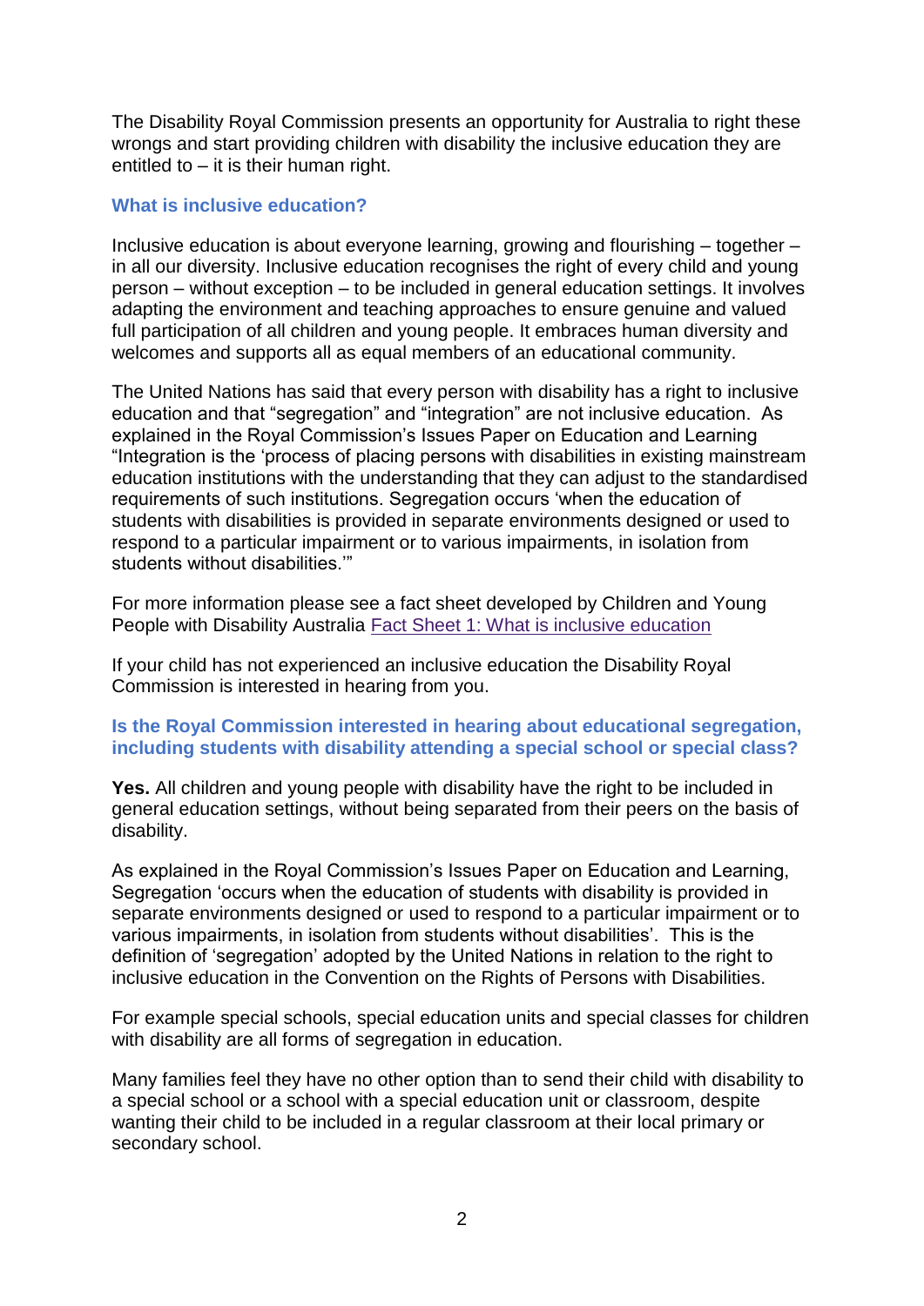The Disability Royal Commission presents an opportunity for Australia to right these wrongs and start providing children with disability the inclusive education they are entitled to – it is their human right.

### What is inclusive education?

Inclusive education is about everyone learning, growing and flourishing – together – in all our diversity. Inclusive education recognises the right of every child and young person – without exception – to be included in general education settings. It involves adapting the environment and teaching approaches to ensure genuine and valued full participation of all children and young people. It embraces human diversity and welcomes and supports all as equal members of an educational community.

The United Nations has said that every person with disability has a right to inclusive education and that “segregation” and “integration” are not inclusive education. As explained in the Royal Commission’s Issues Paper on Education and Learning “Integration is the ‘process of placing persons with disabilities in existing mainstream education institutions with the understanding that they can adjust to the standardised requirements of such institutions. Segregation occurs ‘when the education of students with disabilities is provided in separate environments designed or used to respond to a particular impairment or to various impairments, in isolation from students without disabilities.’”

For more information please see a fact sheet developed by Children and Young People with Disability Australia [Fact Sheet 1: What is inclusive education]

If your child has not experienced an inclusive education the Disability Royal Commission is interested in hearing from you.

### Is the Royal Commission interested in hearing about educational segregation, including students with disability attending a special school or special class?

**Yes.** All children and young people with disability have the right to be included in general education settings, without being separated from their peers on the basis of disability.

As explained in the Royal Commission’s Issues Paper on Education and Learning, Segregation ‘occurs when the education of students with disability is provided in separate environments designed or used to respond to a particular impairment or to various impairments, in isolation from students without disabilities’. This is the definition of ‘segregation’ adopted by the United Nations in relation to the right to inclusive education in the Convention on the Rights of Persons with Disabilities.

For example special schools, special education units and special classes for children with disability are all forms of segregation in education.

Many families feel they have no other option than to send their child with disability to a special school or a school with a special education unit or classroom, despite wanting their child to be included in a regular classroom at their local primary or secondary school.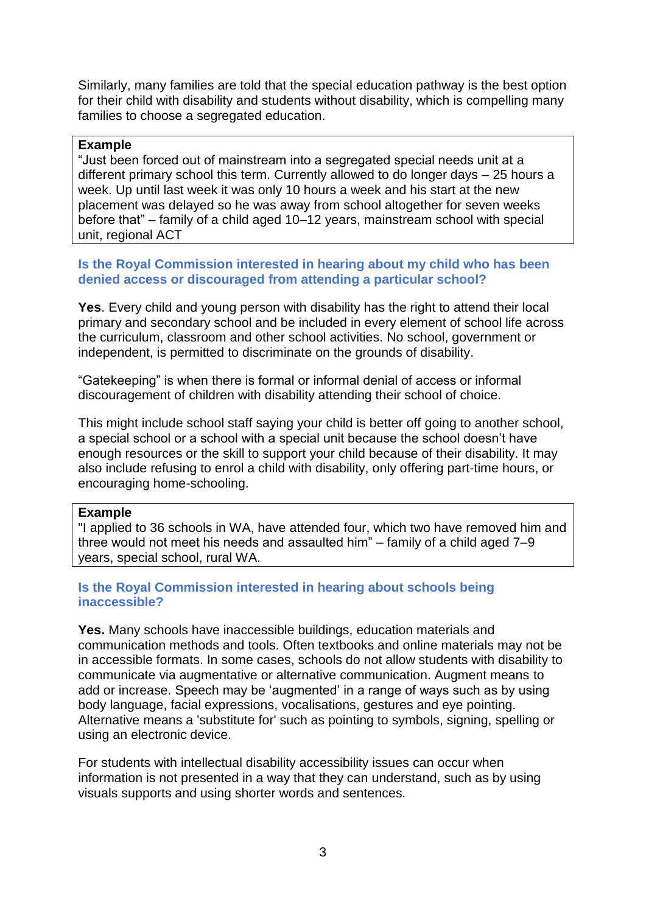Similarly, many families are told that the special education pathway is the best option for their child with disability and students without disability, which is compelling many families to choose a segregated education.

> **Example**
> "Just been forced out of mainstream into a segregated special needs unit at a different primary school this term. Currently allowed to do longer days – 25 hours a week. Up until last week it was only 10 hours a week and his start at the new placement was delayed so he was away from school altogether for seven weeks before that" – family of a child aged 10–12 years, mainstream school with special unit, regional ACT

### Is the Royal Commission interested in hearing about my child who has been denied access or discouraged from attending a particular school?

**Yes**. Every child and young person with disability has the right to attend their local primary and secondary school and be included in every element of school life across the curriculum, classroom and other school activities. No school, government or independent, is permitted to discriminate on the grounds of disability.

"Gatekeeping" is when there is formal or informal denial of access or informal discouragement of children with disability attending their school of choice.

This might include school staff saying your child is better off going to another school, a special school or a school with a special unit because the school doesn't have enough resources or the skill to support your child because of their disability. It may also include refusing to enrol a child with disability, only offering part-time hours, or encouraging home-schooling.

> **Example**
> "I applied to 36 schools in WA, have attended four, which two have removed him and three would not meet his needs and assaulted him" – family of a child aged 7–9 years, special school, rural WA.

### Is the Royal Commission interested in hearing about schools being inaccessible?

**Yes.** Many schools have inaccessible buildings, education materials and communication methods and tools. Often textbooks and online materials may not be in accessible formats. In some cases, schools do not allow students with disability to communicate via augmentative or alternative communication. Augment means to add or increase. Speech may be 'augmented' in a range of ways such as by using body language, facial expressions, vocalisations, gestures and eye pointing. Alternative means a 'substitute for' such as pointing to symbols, signing, spelling or using an electronic device.

For students with intellectual disability accessibility issues can occur when information is not presented in a way that they can understand, such as by using visuals supports and using shorter words and sentences.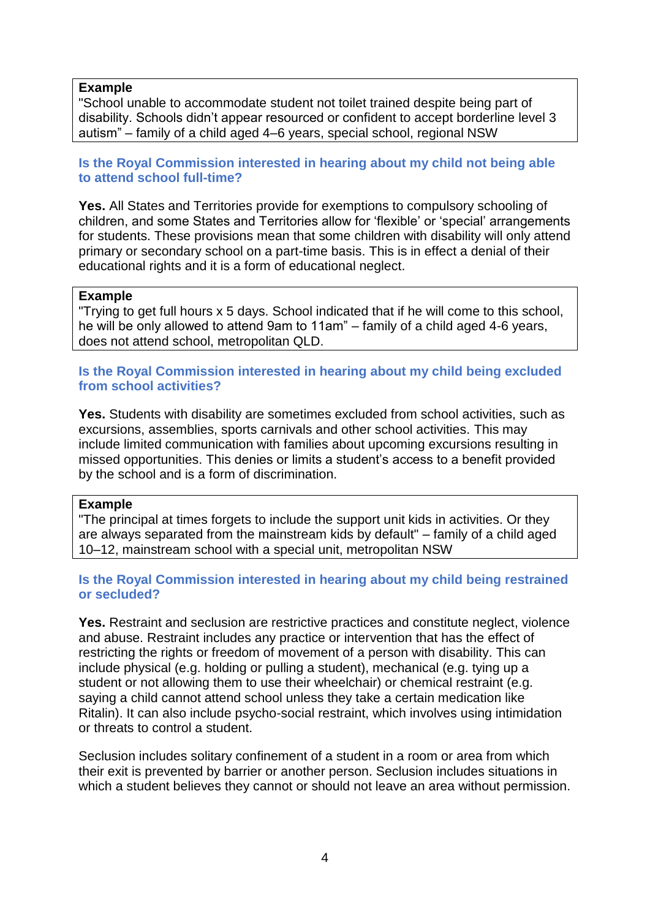> **Example**
> "School unable to accommodate student not toilet trained despite being part of disability. Schools didn't appear resourced or confident to accept borderline level 3 autism" – family of a child aged 4–6 years, special school, regional NSW

### Is the Royal Commission interested in hearing about my child not being able to attend school full-time?

**Yes.** All States and Territories provide for exemptions to compulsory schooling of children, and some States and Territories allow for 'flexible' or 'special' arrangements for students. These provisions mean that some children with disability will only attend primary or secondary school on a part-time basis. This is in effect a denial of their educational rights and it is a form of educational neglect.

> **Example**
> "Trying to get full hours x 5 days. School indicated that if he will come to this school, he will be only allowed to attend 9am to 11am" – family of a child aged 4-6 years, does not attend school, metropolitan QLD.

### Is the Royal Commission interested in hearing about my child being excluded from school activities?

**Yes.** Students with disability are sometimes excluded from school activities, such as excursions, assemblies, sports carnivals and other school activities. This may include limited communication with families about upcoming excursions resulting in missed opportunities. This denies or limits a student's access to a benefit provided by the school and is a form of discrimination.

> **Example**
> "The principal at times forgets to include the support unit kids in activities. Or they are always separated from the mainstream kids by default" – family of a child aged 10–12, mainstream school with a special unit, metropolitan NSW

### Is the Royal Commission interested in hearing about my child being restrained or secluded?

**Yes.** Restraint and seclusion are restrictive practices and constitute neglect, violence and abuse. Restraint includes any practice or intervention that has the effect of restricting the rights or freedom of movement of a person with disability. This can include physical (e.g. holding or pulling a student), mechanical (e.g. tying up a student or not allowing them to use their wheelchair) or chemical restraint (e.g. saying a child cannot attend school unless they take a certain medication like Ritalin). It can also include psycho-social restraint, which involves using intimidation or threats to control a student.

Seclusion includes solitary confinement of a student in a room or area from which their exit is prevented by barrier or another person. Seclusion includes situations in which a student believes they cannot or should not leave an area without permission.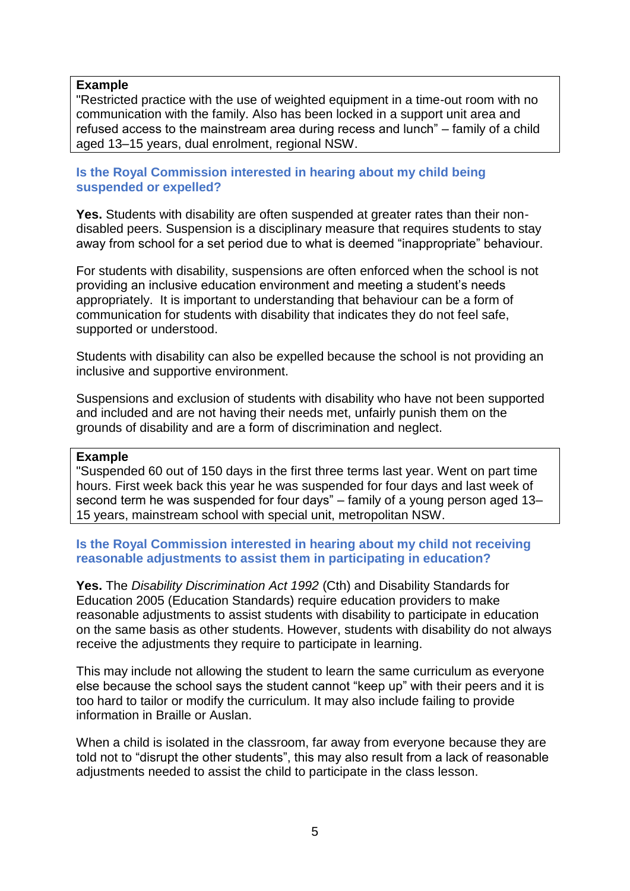**Example**

"Restricted practice with the use of weighted equipment in a time-out room with no communication with the family. Also has been locked in a support unit area and refused access to the mainstream area during recess and lunch" – family of a child aged 13–15 years, dual enrolment, regional NSW.

### Is the Royal Commission interested in hearing about my child being suspended or expelled?

**Yes.** Students with disability are often suspended at greater rates than their non-disabled peers. Suspension is a disciplinary measure that requires students to stay away from school for a set period due to what is deemed "inappropriate" behaviour.

For students with disability, suspensions are often enforced when the school is not providing an inclusive education environment and meeting a student's needs appropriately. It is important to understanding that behaviour can be a form of communication for students with disability that indicates they do not feel safe, supported or understood.

Students with disability can also be expelled because the school is not providing an inclusive and supportive environment.

Suspensions and exclusion of students with disability who have not been supported and included and are not having their needs met, unfairly punish them on the grounds of disability and are a form of discrimination and neglect.

**Example**

"Suspended 60 out of 150 days in the first three terms last year. Went on part time hours. First week back this year he was suspended for four days and last week of second term he was suspended for four days" – family of a young person aged 13–15 years, mainstream school with special unit, metropolitan NSW.

### Is the Royal Commission interested in hearing about my child not receiving reasonable adjustments to assist them in participating in education?

**Yes.** The *Disability Discrimination Act 1992* (Cth) and Disability Standards for Education 2005 (Education Standards) require education providers to make reasonable adjustments to assist students with disability to participate in education on the same basis as other students. However, students with disability do not always receive the adjustments they require to participate in learning.

This may include not allowing the student to learn the same curriculum as everyone else because the school says the student cannot "keep up" with their peers and it is too hard to tailor or modify the curriculum. It may also include failing to provide information in Braille or Auslan.

When a child is isolated in the classroom, far away from everyone because they are told not to "disrupt the other students", this may also result from a lack of reasonable adjustments needed to assist the child to participate in the class lesson.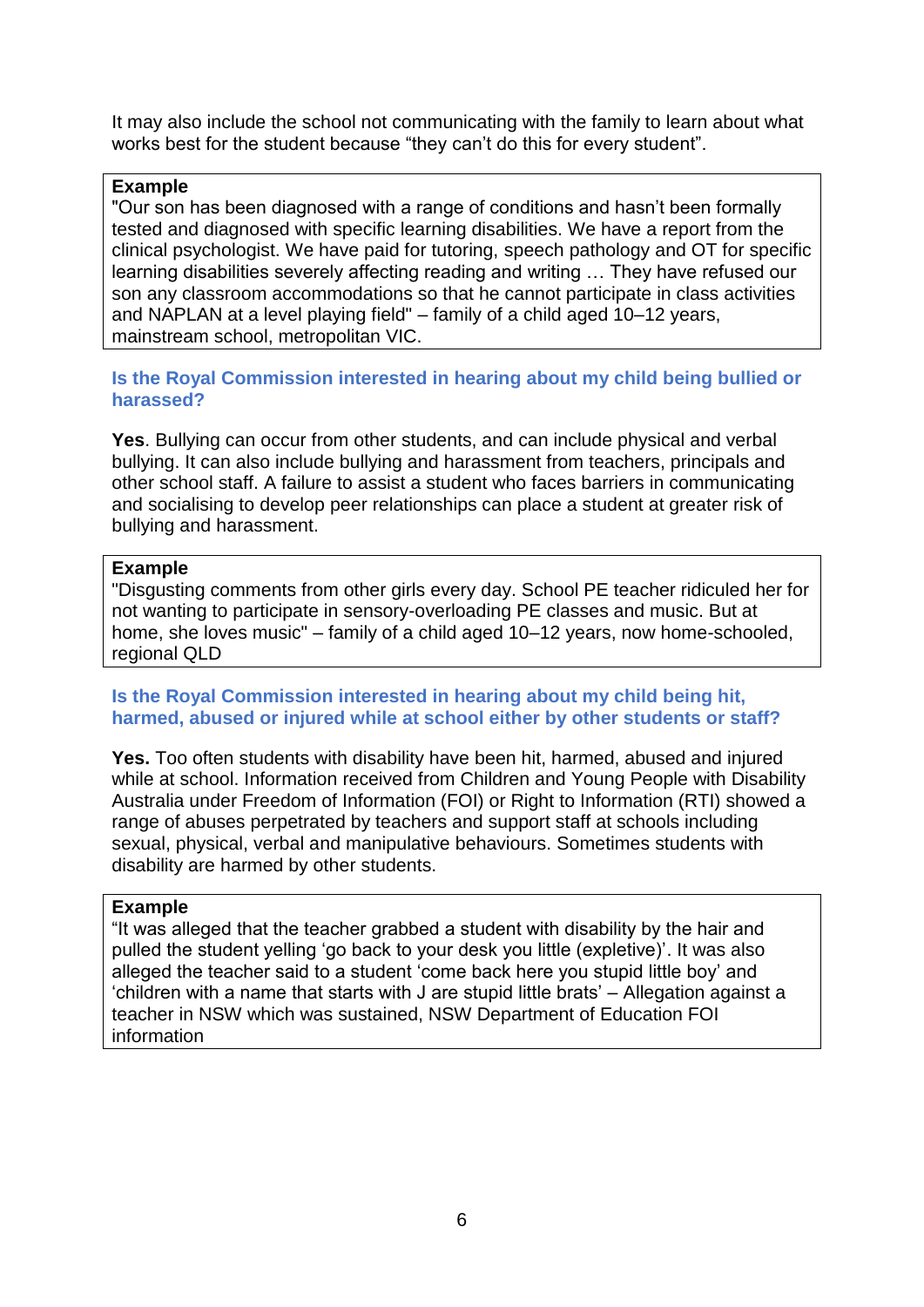It may also include the school not communicating with the family to learn about what works best for the student because "they can't do this for every student".

> **Example**
> "Our son has been diagnosed with a range of conditions and hasn't been formally tested and diagnosed with specific learning disabilities. We have a report from the clinical psychologist. We have paid for tutoring, speech pathology and OT for specific learning disabilities severely affecting reading and writing … They have refused our son any classroom accommodations so that he cannot participate in class activities and NAPLAN at a level playing field" – family of a child aged 10–12 years, mainstream school, metropolitan VIC.

### Is the Royal Commission interested in hearing about my child being bullied or harassed?

**Yes**. Bullying can occur from other students, and can include physical and verbal bullying. It can also include bullying and harassment from teachers, principals and other school staff. A failure to assist a student who faces barriers in communicating and socialising to develop peer relationships can place a student at greater risk of bullying and harassment.

> **Example**
> "Disgusting comments from other girls every day. School PE teacher ridiculed her for not wanting to participate in sensory-overloading PE classes and music. But at home, she loves music" – family of a child aged 10–12 years, now home-schooled, regional QLD

### Is the Royal Commission interested in hearing about my child being hit, harmed, abused or injured while at school either by other students or staff?

**Yes.** Too often students with disability have been hit, harmed, abused and injured while at school. Information received from Children and Young People with Disability Australia under Freedom of Information (FOI) or Right to Information (RTI) showed a range of abuses perpetrated by teachers and support staff at schools including sexual, physical, verbal and manipulative behaviours. Sometimes students with disability are harmed by other students.

> **Example**
> "It was alleged that the teacher grabbed a student with disability by the hair and pulled the student yelling 'go back to your desk you little (expletive)'. It was also alleged the teacher said to a student 'come back here you stupid little boy' and 'children with a name that starts with J are stupid little brats' – Allegation against a teacher in NSW which was sustained, NSW Department of Education FOI information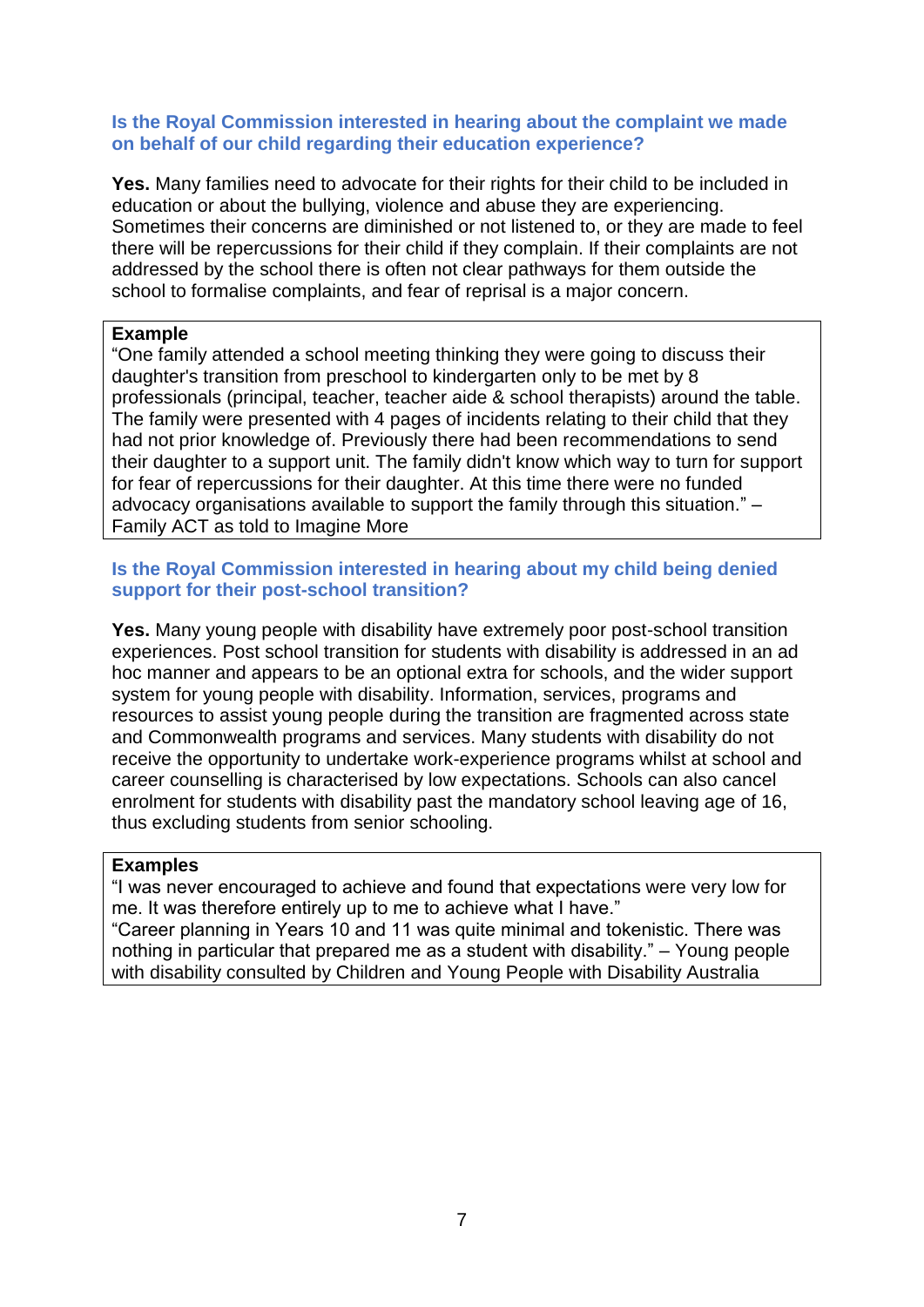### Is the Royal Commission interested in hearing about the complaint we made on behalf of our child regarding their education experience?

**Yes.** Many families need to advocate for their rights for their child to be included in education or about the bullying, violence and abuse they are experiencing. Sometimes their concerns are diminished or not listened to, or they are made to feel there will be repercussions for their child if they complain. If their complaints are not addressed by the school there is often not clear pathways for them outside the school to formalise complaints, and fear of reprisal is a major concern.

> **Example**
>
> "One family attended a school meeting thinking they were going to discuss their daughter's transition from preschool to kindergarten only to be met by 8 professionals (principal, teacher, teacher aide & school therapists) around the table. The family were presented with 4 pages of incidents relating to their child that they had not prior knowledge of. Previously there had been recommendations to send their daughter to a support unit. The family didn't know which way to turn for support for fear of repercussions for their daughter. At this time there were no funded advocacy organisations available to support the family through this situation." – Family ACT as told to Imagine More

### Is the Royal Commission interested in hearing about my child being denied support for their post-school transition?

**Yes.** Many young people with disability have extremely poor post-school transition experiences. Post school transition for students with disability is addressed in an ad hoc manner and appears to be an optional extra for schools, and the wider support system for young people with disability. Information, services, programs and resources to assist young people during the transition are fragmented across state and Commonwealth programs and services. Many students with disability do not receive the opportunity to undertake work-experience programs whilst at school and career counselling is characterised by low expectations. Schools can also cancel enrolment for students with disability past the mandatory school leaving age of 16, thus excluding students from senior schooling.

> **Examples**
>
> "I was never encouraged to achieve and found that expectations were very low for me. It was therefore entirely up to me to achieve what I have."
>
> "Career planning in Years 10 and 11 was quite minimal and tokenistic. There was nothing in particular that prepared me as a student with disability." – Young people with disability consulted by Children and Young People with Disability Australia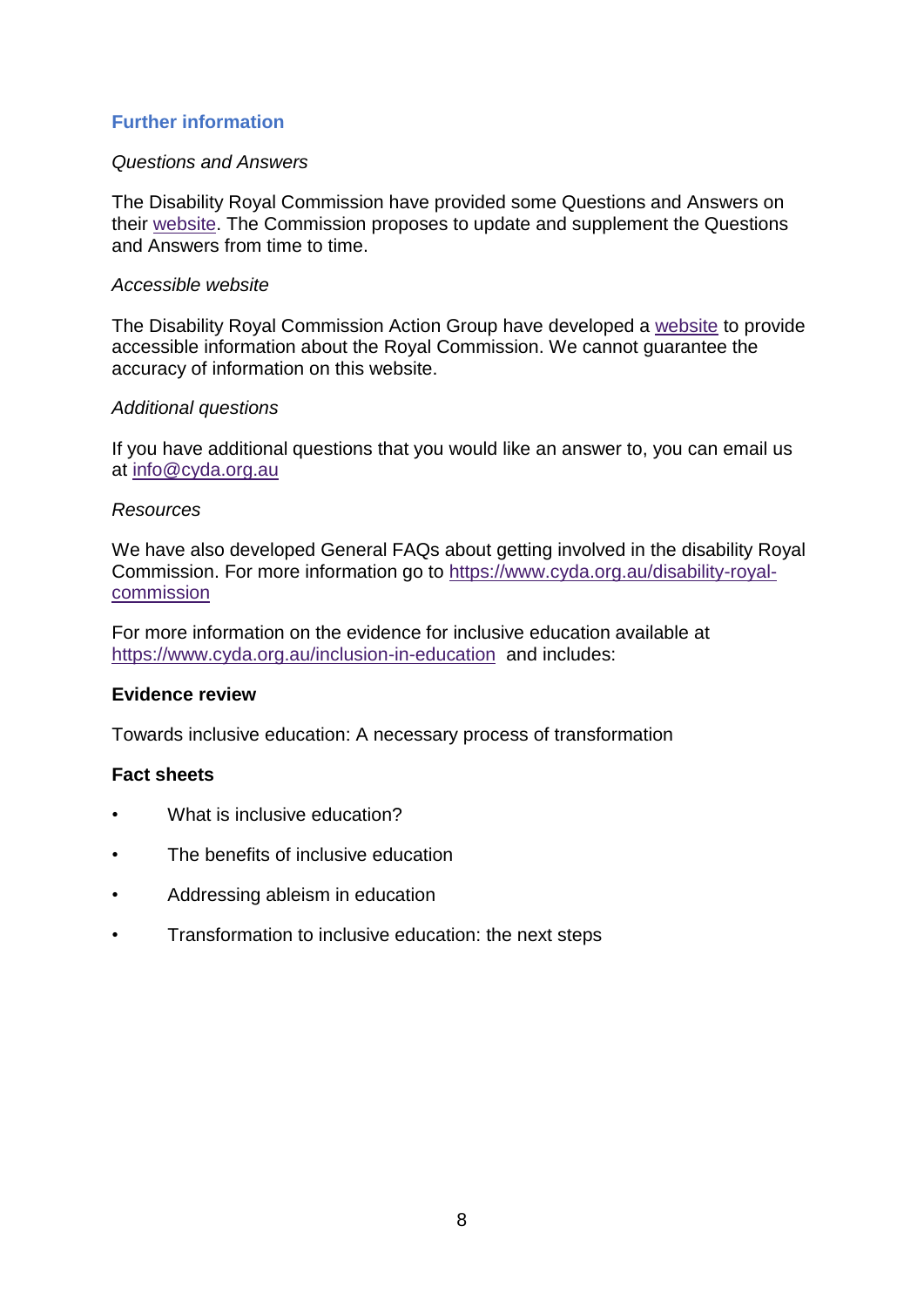## Further information

*Questions and Answers*

The Disability Royal Commission have provided some Questions and Answers on their website. The Commission proposes to update and supplement the Questions and Answers from time to time.

*Accessible website*

The Disability Royal Commission Action Group have developed a website to provide accessible information about the Royal Commission. We cannot guarantee the accuracy of information on this website.

*Additional questions*

If you have additional questions that you would like an answer to, you can email us at info@cyda.org.au

*Resources*

We have also developed General FAQs about getting involved in the disability Royal Commission. For more information go to https://www.cyda.org.au/disability-royal-commission

For more information on the evidence for inclusive education available at https://www.cyda.org.au/inclusion-in-education and includes:

**Evidence review**

Towards inclusive education: A necessary process of transformation

**Fact sheets**

- What is inclusive education?
- The benefits of inclusive education
- Addressing ableism in education
- Transformation to inclusive education: the next steps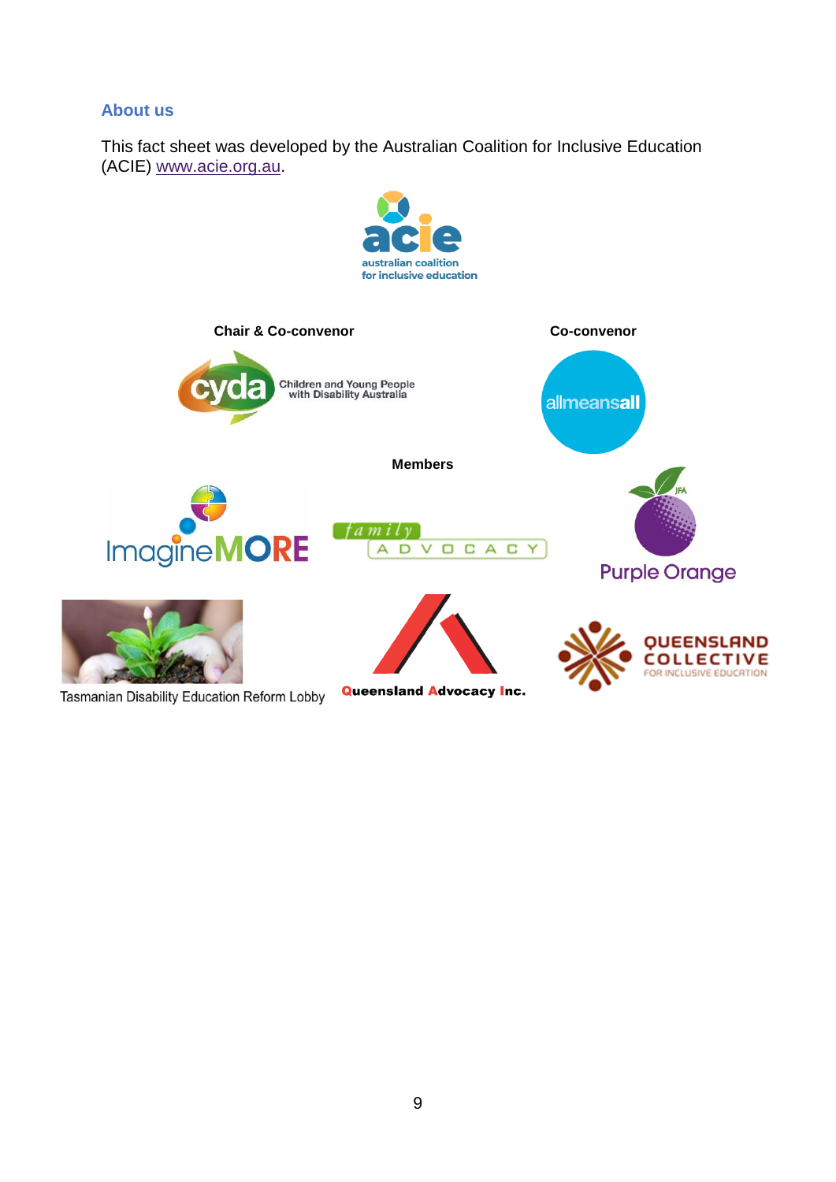## About us

This fact sheet was developed by the Australian Coalition for Inclusive Education (ACIE) www.acie.org.au.

acie
australian coalition
for inclusive education

**Chair & Co-convenor**

cyda Children and Young People with Disability Australia

**Co-convenor**

allmeansall

**Members**

ImagineMORE

family ADVOCACY

Purple Orange

Tasmanian Disability Education Reform Lobby

Queensland Advocacy Inc.

QUEENSLAND COLLECTIVE FOR INCLUSIVE EDUCATION